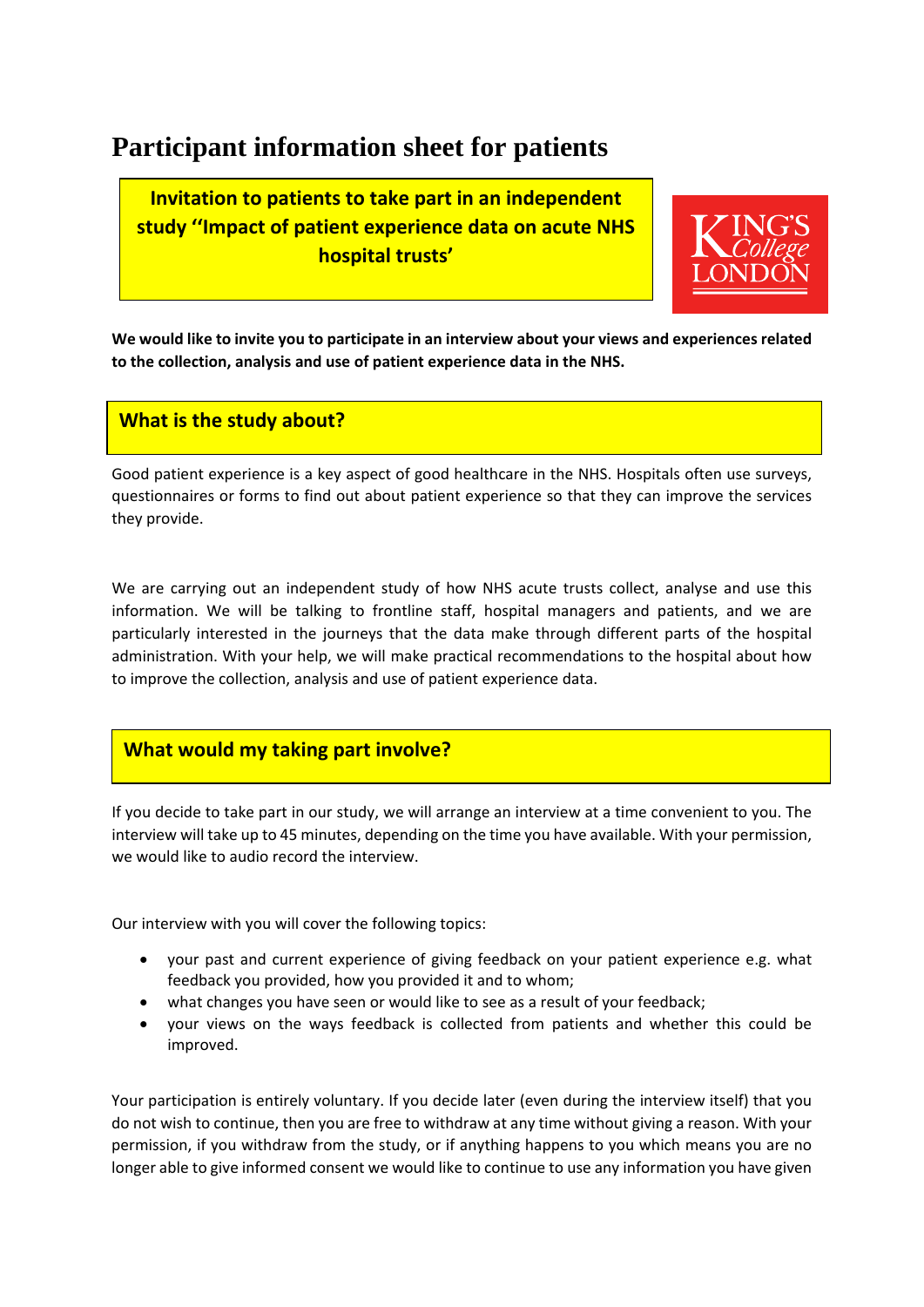# Participant information sheet for patients

**Invitation to patients to take part in an independent study ''Impact of patient experience data on acute NHS hospital trusts'**

KING'S College LONDON

**We would like to invite you to participate in an interview about your views and experiences related to the collection, analysis and use of patient experience data in the NHS.**

## What is the study about?

Good patient experience is a key aspect of good healthcare in the NHS. Hospitals often use surveys, questionnaires or forms to find out about patient experience so that they can improve the services they provide.

We are carrying out an independent study of how NHS acute trusts collect, analyse and use this information. We will be talking to frontline staff, hospital managers and patients, and we are particularly interested in the journeys that the data make through different parts of the hospital administration. With your help, we will make practical recommendations to the hospital about how to improve the collection, analysis and use of patient experience data.

## What would my taking part involve?

If you decide to take part in our study, we will arrange an interview at a time convenient to you. The interview will take up to 45 minutes, depending on the time you have available. With your permission, we would like to audio record the interview.

Our interview with you will cover the following topics:

- your past and current experience of giving feedback on your patient experience e.g. what feedback you provided, how you provided it and to whom;
- what changes you have seen or would like to see as a result of your feedback;
- your views on the ways feedback is collected from patients and whether this could be improved.

Your participation is entirely voluntary. If you decide later (even during the interview itself) that you do not wish to continue, then you are free to withdraw at any time without giving a reason. With your permission, if you withdraw from the study, or if anything happens to you which means you are no longer able to give informed consent we would like to continue to use any information you have given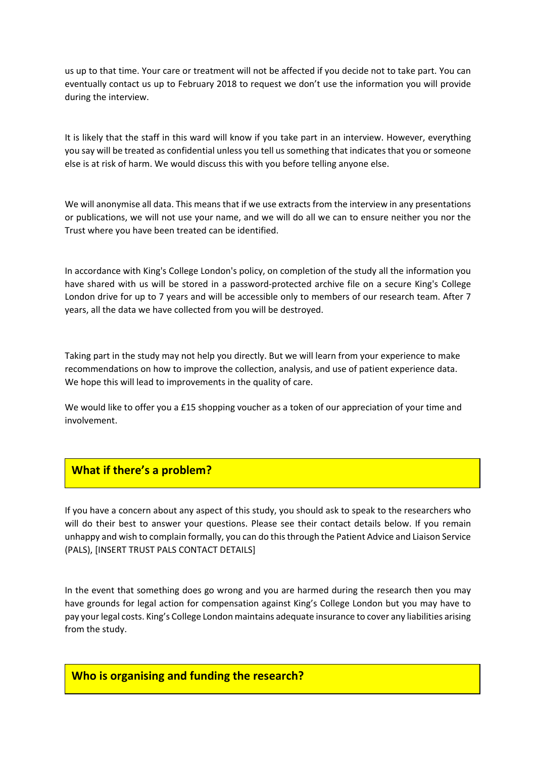us up to that time. Your care or treatment will not be affected if you decide not to take part. You can eventually contact us up to February 2018 to request we don't use the information you will provide during the interview.

It is likely that the staff in this ward will know if you take part in an interview. However, everything you say will be treated as confidential unless you tell us something that indicates that you or someone else is at risk of harm. We would discuss this with you before telling anyone else.

We will anonymise all data. This means that if we use extracts from the interview in any presentations or publications, we will not use your name, and we will do all we can to ensure neither you nor the Trust where you have been treated can be identified.

In accordance with King's College London's policy, on completion of the study all the information you have shared with us will be stored in a password-protected archive file on a secure King's College London drive for up to 7 years and will be accessible only to members of our research team. After 7 years, all the data we have collected from you will be destroyed.

Taking part in the study may not help you directly. But we will learn from your experience to make recommendations on how to improve the collection, analysis, and use of patient experience data. We hope this will lead to improvements in the quality of care.

We would like to offer you a £15 shopping voucher as a token of our appreciation of your time and involvement.

## What if there's a problem?

If you have a concern about any aspect of this study, you should ask to speak to the researchers who will do their best to answer your questions. Please see their contact details below. If you remain unhappy and wish to complain formally, you can do this through the Patient Advice and Liaison Service (PALS), [INSERT TRUST PALS CONTACT DETAILS]

In the event that something does go wrong and you are harmed during the research then you may have grounds for legal action for compensation against King's College London but you may have to pay your legal costs. King's College London maintains adequate insurance to cover any liabilities arising from the study.

## Who is organising and funding the research?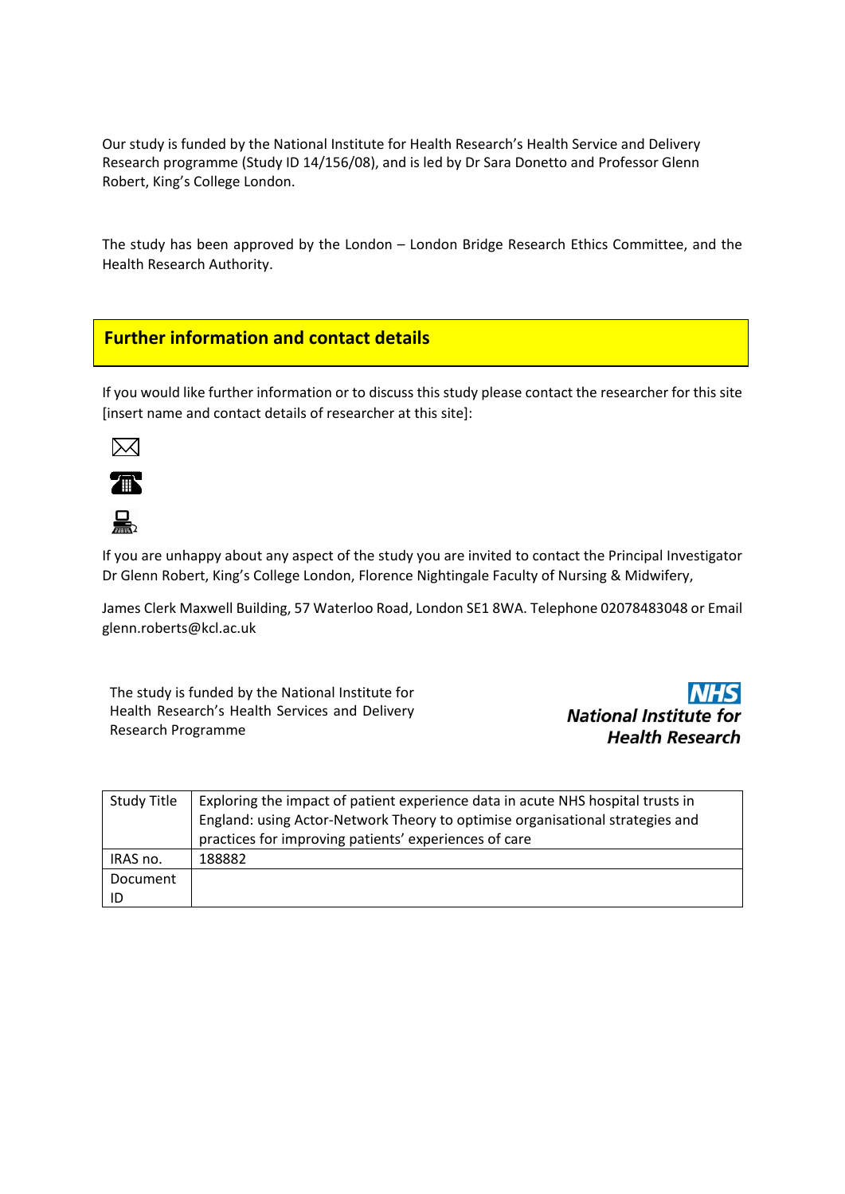Our study is funded by the National Institute for Health Research's Health Service and Delivery Research programme (Study ID 14/156/08), and is led by Dr Sara Donetto and Professor Glenn Robert, King's College London.

The study has been approved by the London – London Bridge Research Ethics Committee, and the Health Research Authority.

## Further information and contact details

If you would like further information or to discuss this study please contact the researcher for this site [insert name and contact details of researcher at this site]:

If you are unhappy about any aspect of the study you are invited to contact the Principal Investigator Dr Glenn Robert, King's College London, Florence Nightingale Faculty of Nursing & Midwifery,

James Clerk Maxwell Building, 57 Waterloo Road, London SE1 8WA. Telephone 02078483048 or Email glenn.roberts@kcl.ac.uk

The study is funded by the National Institute for Health Research's Health Services and Delivery Research Programme

**NHS**
***National Institute for Health Research***

| | |
|---|---|
| Study Title | Exploring the impact of patient experience data in acute NHS hospital trusts in England: using Actor-Network Theory to optimise organisational strategies and practices for improving patients' experiences of care |
| IRAS no. | 188882 |
| Document ID | |